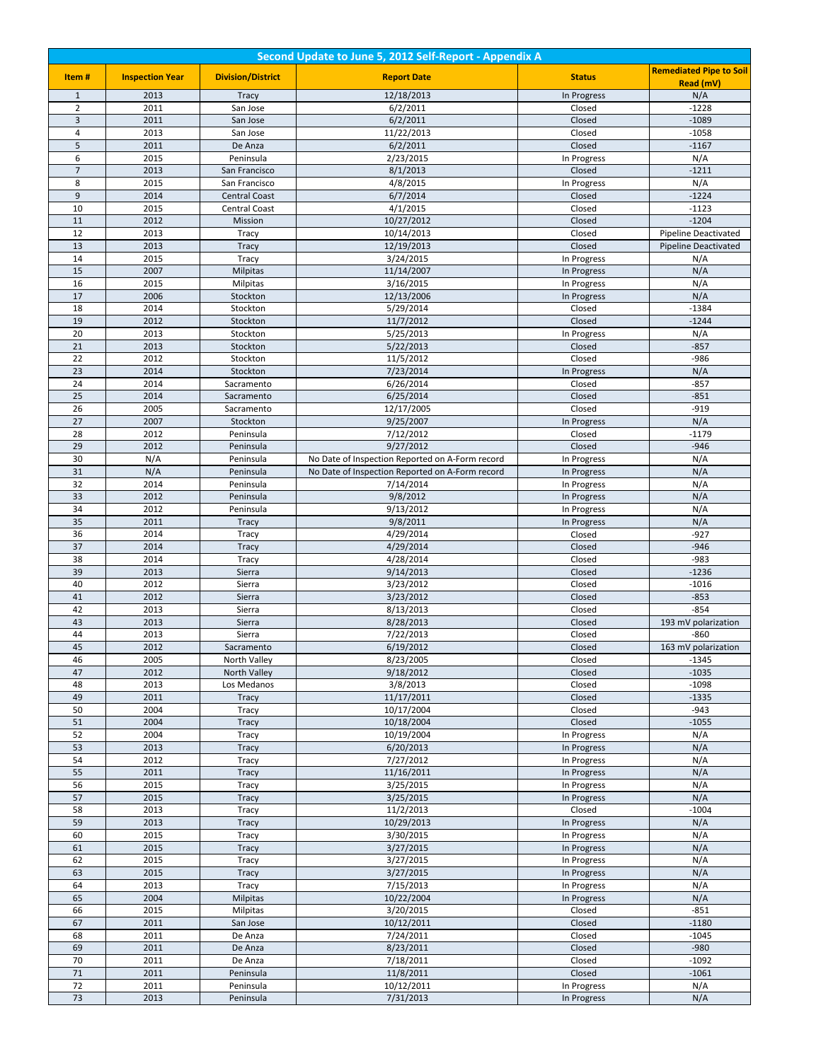| Second Update to June 5, 2012 Self-Report - Appendix A | | | | | |
|---|---|---|---|---|---|
| **Item #** | **Inspection Year** | **Division/District** | **Report Date** | **Status** | **Remediated Pipe to Soil Read (mV)** |
| 1 | 2013 | Tracy | 12/18/2013 | In Progress | N/A |
| 2 | 2011 | San Jose | 6/2/2011 | Closed | -1228 |
| 3 | 2011 | San Jose | 6/2/2011 | Closed | -1089 |
| 4 | 2013 | San Jose | 11/22/2013 | Closed | -1058 |
| 5 | 2011 | De Anza | 6/2/2011 | Closed | -1167 |
| 6 | 2015 | Peninsula | 2/23/2015 | In Progress | N/A |
| 7 | 2013 | San Francisco | 8/1/2013 | Closed | -1211 |
| 8 | 2015 | San Francisco | 4/8/2015 | In Progress | N/A |
| 9 | 2014 | Central Coast | 6/7/2014 | Closed | -1224 |
| 10 | 2015 | Central Coast | 4/1/2015 | Closed | -1123 |
| 11 | 2012 | Mission | 10/27/2012 | Closed | -1204 |
| 12 | 2013 | Tracy | 10/14/2013 | Closed | Pipeline Deactivated |
| 13 | 2013 | Tracy | 12/19/2013 | Closed | Pipeline Deactivated |
| 14 | 2015 | Tracy | 3/24/2015 | In Progress | N/A |
| 15 | 2007 | Milpitas | 11/14/2007 | In Progress | N/A |
| 16 | 2015 | Milpitas | 3/16/2015 | In Progress | N/A |
| 17 | 2006 | Stockton | 12/13/2006 | In Progress | N/A |
| 18 | 2014 | Stockton | 5/29/2014 | Closed | -1384 |
| 19 | 2012 | Stockton | 11/7/2012 | Closed | -1244 |
| 20 | 2013 | Stockton | 5/25/2013 | In Progress | N/A |
| 21 | 2013 | Stockton | 5/22/2013 | Closed | -857 |
| 22 | 2012 | Stockton | 11/5/2012 | Closed | -986 |
| 23 | 2014 | Stockton | 7/23/2014 | In Progress | N/A |
| 24 | 2014 | Sacramento | 6/26/2014 | Closed | -857 |
| 25 | 2014 | Sacramento | 6/25/2014 | Closed | -851 |
| 26 | 2005 | Sacramento | 12/17/2005 | Closed | -919 |
| 27 | 2007 | Stockton | 9/25/2007 | In Progress | N/A |
| 28 | 2012 | Peninsula | 7/12/2012 | Closed | -1179 |
| 29 | 2012 | Peninsula | 9/27/2012 | Closed | -946 |
| 30 | N/A | Peninsula | No Date of Inspection Reported on A-Form record | In Progress | N/A |
| 31 | N/A | Peninsula | No Date of Inspection Reported on A-Form record | In Progress | N/A |
| 32 | 2014 | Peninsula | 7/14/2014 | In Progress | N/A |
| 33 | 2012 | Peninsula | 9/8/2012 | In Progress | N/A |
| 34 | 2012 | Peninsula | 9/13/2012 | In Progress | N/A |
| 35 | 2011 | Tracy | 9/8/2011 | In Progress | N/A |
| 36 | 2014 | Tracy | 4/29/2014 | Closed | -927 |
| 37 | 2014 | Tracy | 4/29/2014 | Closed | -946 |
| 38 | 2014 | Tracy | 4/28/2014 | Closed | -983 |
| 39 | 2013 | Sierra | 9/14/2013 | Closed | -1236 |
| 40 | 2012 | Sierra | 3/23/2012 | Closed | -1016 |
| 41 | 2012 | Sierra | 3/23/2012 | Closed | -853 |
| 42 | 2013 | Sierra | 8/13/2013 | Closed | -854 |
| 43 | 2013 | Sierra | 8/28/2013 | Closed | 193 mV polarization |
| 44 | 2013 | Sierra | 7/22/2013 | Closed | -860 |
| 45 | 2012 | Sacramento | 6/19/2012 | Closed | 163 mV polarization |
| 46 | 2005 | North Valley | 8/23/2005 | Closed | -1345 |
| 47 | 2012 | North Valley | 9/18/2012 | Closed | -1035 |
| 48 | 2013 | Los Medanos | 3/8/2013 | Closed | -1098 |
| 49 | 2011 | Tracy | 11/17/2011 | Closed | -1335 |
| 50 | 2004 | Tracy | 10/17/2004 | Closed | -943 |
| 51 | 2004 | Tracy | 10/18/2004 | Closed | -1055 |
| 52 | 2004 | Tracy | 10/19/2004 | In Progress | N/A |
| 53 | 2013 | Tracy | 6/20/2013 | In Progress | N/A |
| 54 | 2012 | Tracy | 7/27/2012 | In Progress | N/A |
| 55 | 2011 | Tracy | 11/16/2011 | In Progress | N/A |
| 56 | 2015 | Tracy | 3/25/2015 | In Progress | N/A |
| 57 | 2015 | Tracy | 3/25/2015 | In Progress | N/A |
| 58 | 2013 | Tracy | 11/2/2013 | Closed | -1004 |
| 59 | 2013 | Tracy | 10/29/2013 | In Progress | N/A |
| 60 | 2015 | Tracy | 3/30/2015 | In Progress | N/A |
| 61 | 2015 | Tracy | 3/27/2015 | In Progress | N/A |
| 62 | 2015 | Tracy | 3/27/2015 | In Progress | N/A |
| 63 | 2015 | Tracy | 3/27/2015 | In Progress | N/A |
| 64 | 2013 | Tracy | 7/15/2013 | In Progress | N/A |
| 65 | 2004 | Milpitas | 10/22/2004 | In Progress | N/A |
| 66 | 2015 | Milpitas | 3/20/2015 | Closed | -851 |
| 67 | 2011 | San Jose | 10/12/2011 | Closed | -1180 |
| 68 | 2011 | De Anza | 7/24/2011 | Closed | -1045 |
| 69 | 2011 | De Anza | 8/23/2011 | Closed | -980 |
| 70 | 2011 | De Anza | 7/18/2011 | Closed | -1092 |
| 71 | 2011 | Peninsula | 11/8/2011 | Closed | -1061 |
| 72 | 2011 | Peninsula | 10/12/2011 | In Progress | N/A |
| 73 | 2013 | Peninsula | 7/31/2013 | In Progress | N/A |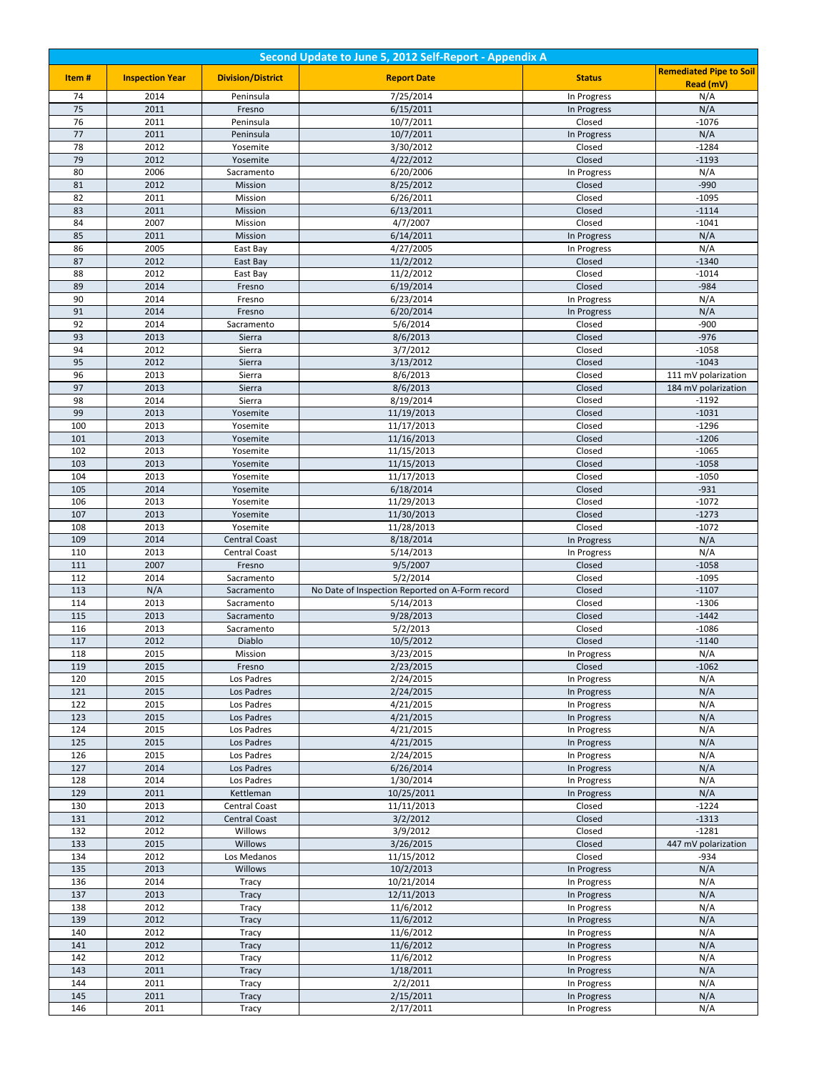| Second Update to June 5, 2012 Self-Report - Appendix A | | | | | |
|---|---|---|---|---|---|
| **Item #** | **Inspection Year** | **Division/District** | **Report Date** | **Status** | **Remediated Pipe to Soil Read (mV)** |
| 74 | 2014 | Peninsula | 7/25/2014 | In Progress | N/A |
| 75 | 2011 | Fresno | 6/15/2011 | In Progress | N/A |
| 76 | 2011 | Peninsula | 10/7/2011 | Closed | -1076 |
| 77 | 2011 | Peninsula | 10/7/2011 | In Progress | N/A |
| 78 | 2012 | Yosemite | 3/30/2012 | Closed | -1284 |
| 79 | 2012 | Yosemite | 4/22/2012 | Closed | -1193 |
| 80 | 2006 | Sacramento | 6/20/2006 | In Progress | N/A |
| 81 | 2012 | Mission | 8/25/2012 | Closed | -990 |
| 82 | 2011 | Mission | 6/26/2011 | Closed | -1095 |
| 83 | 2011 | Mission | 6/13/2011 | Closed | -1114 |
| 84 | 2007 | Mission | 4/7/2007 | Closed | -1041 |
| 85 | 2011 | Mission | 6/14/2011 | In Progress | N/A |
| 86 | 2005 | East Bay | 4/27/2005 | In Progress | N/A |
| 87 | 2012 | East Bay | 11/2/2012 | Closed | -1340 |
| 88 | 2012 | East Bay | 11/2/2012 | Closed | -1014 |
| 89 | 2014 | Fresno | 6/19/2014 | Closed | -984 |
| 90 | 2014 | Fresno | 6/23/2014 | In Progress | N/A |
| 91 | 2014 | Fresno | 6/20/2014 | In Progress | N/A |
| 92 | 2014 | Sacramento | 5/6/2014 | Closed | -900 |
| 93 | 2013 | Sierra | 8/6/2013 | Closed | -976 |
| 94 | 2012 | Sierra | 3/7/2012 | Closed | -1058 |
| 95 | 2012 | Sierra | 3/13/2012 | Closed | -1043 |
| 96 | 2013 | Sierra | 8/6/2013 | Closed | 111 mV polarization |
| 97 | 2013 | Sierra | 8/6/2013 | Closed | 184 mV polarization |
| 98 | 2014 | Sierra | 8/19/2014 | Closed | -1192 |
| 99 | 2013 | Yosemite | 11/19/2013 | Closed | -1031 |
| 100 | 2013 | Yosemite | 11/17/2013 | Closed | -1296 |
| 101 | 2013 | Yosemite | 11/16/2013 | Closed | -1206 |
| 102 | 2013 | Yosemite | 11/15/2013 | Closed | -1065 |
| 103 | 2013 | Yosemite | 11/15/2013 | Closed | -1058 |
| 104 | 2013 | Yosemite | 11/17/2013 | Closed | -1050 |
| 105 | 2014 | Yosemite | 6/18/2014 | Closed | -931 |
| 106 | 2013 | Yosemite | 11/29/2013 | Closed | -1072 |
| 107 | 2013 | Yosemite | 11/30/2013 | Closed | -1273 |
| 108 | 2013 | Yosemite | 11/28/2013 | Closed | -1072 |
| 109 | 2014 | Central Coast | 8/18/2014 | In Progress | N/A |
| 110 | 2013 | Central Coast | 5/14/2013 | In Progress | N/A |
| 111 | 2007 | Fresno | 9/5/2007 | Closed | -1058 |
| 112 | 2014 | Sacramento | 5/2/2014 | Closed | -1095 |
| 113 | N/A | Sacramento | No Date of Inspection Reported on A-Form record | Closed | -1107 |
| 114 | 2013 | Sacramento | 5/14/2013 | Closed | -1306 |
| 115 | 2013 | Sacramento | 9/28/2013 | Closed | -1442 |
| 116 | 2013 | Sacramento | 5/2/2013 | Closed | -1086 |
| 117 | 2012 | Diablo | 10/5/2012 | Closed | -1140 |
| 118 | 2015 | Mission | 3/23/2015 | In Progress | N/A |
| 119 | 2015 | Fresno | 2/23/2015 | Closed | -1062 |
| 120 | 2015 | Los Padres | 2/24/2015 | In Progress | N/A |
| 121 | 2015 | Los Padres | 2/24/2015 | In Progress | N/A |
| 122 | 2015 | Los Padres | 4/21/2015 | In Progress | N/A |
| 123 | 2015 | Los Padres | 4/21/2015 | In Progress | N/A |
| 124 | 2015 | Los Padres | 4/21/2015 | In Progress | N/A |
| 125 | 2015 | Los Padres | 4/21/2015 | In Progress | N/A |
| 126 | 2015 | Los Padres | 2/24/2015 | In Progress | N/A |
| 127 | 2014 | Los Padres | 6/26/2014 | In Progress | N/A |
| 128 | 2014 | Los Padres | 1/30/2014 | In Progress | N/A |
| 129 | 2011 | Kettleman | 10/25/2011 | In Progress | N/A |
| 130 | 2013 | Central Coast | 11/11/2013 | Closed | -1224 |
| 131 | 2012 | Central Coast | 3/2/2012 | Closed | -1313 |
| 132 | 2012 | Willows | 3/9/2012 | Closed | -1281 |
| 133 | 2015 | Willows | 3/26/2015 | Closed | 447 mV polarization |
| 134 | 2012 | Los Medanos | 11/15/2012 | Closed | -934 |
| 135 | 2013 | Willows | 10/2/2013 | In Progress | N/A |
| 136 | 2014 | Tracy | 10/21/2014 | In Progress | N/A |
| 137 | 2013 | Tracy | 12/11/2013 | In Progress | N/A |
| 138 | 2012 | Tracy | 11/6/2012 | In Progress | N/A |
| 139 | 2012 | Tracy | 11/6/2012 | In Progress | N/A |
| 140 | 2012 | Tracy | 11/6/2012 | In Progress | N/A |
| 141 | 2012 | Tracy | 11/6/2012 | In Progress | N/A |
| 142 | 2012 | Tracy | 11/6/2012 | In Progress | N/A |
| 143 | 2011 | Tracy | 1/18/2011 | In Progress | N/A |
| 144 | 2011 | Tracy | 2/2/2011 | In Progress | N/A |
| 145 | 2011 | Tracy | 2/15/2011 | In Progress | N/A |
| 146 | 2011 | Tracy | 2/17/2011 | In Progress | N/A |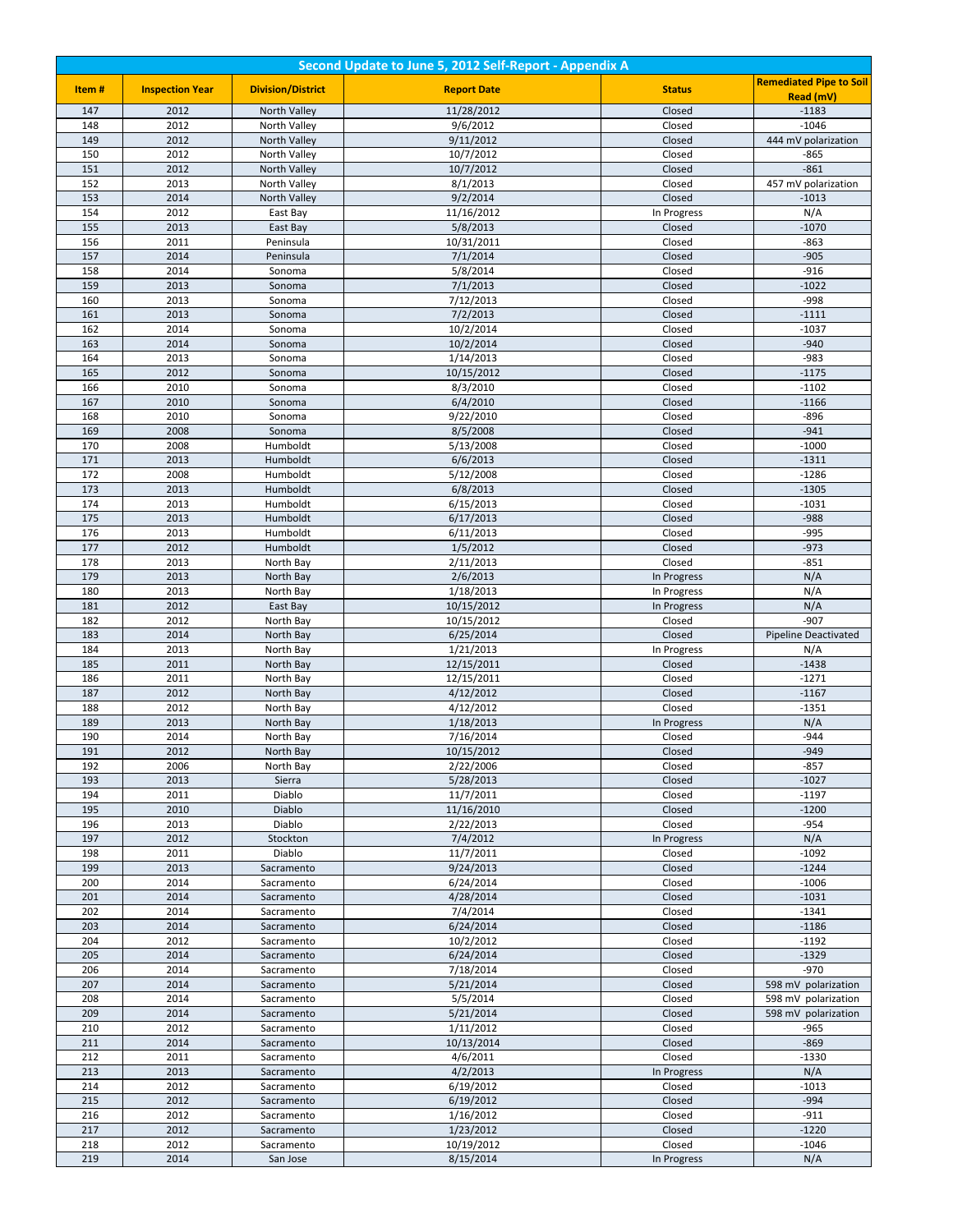## Second Update to June 5, 2012 Self-Report - Appendix A

| Item # | Inspection Year | Division/District | Report Date | Status | Remediated Pipe to Soil Read (mV) |
|---|---|---|---|---|---|
| 147 | 2012 | North Valley | 11/28/2012 | Closed | -1183 |
| 148 | 2012 | North Valley | 9/6/2012 | Closed | -1046 |
| 149 | 2012 | North Valley | 9/11/2012 | Closed | 444 mV polarization |
| 150 | 2012 | North Valley | 10/7/2012 | Closed | -865 |
| 151 | 2012 | North Valley | 10/7/2012 | Closed | -861 |
| 152 | 2013 | North Valley | 8/1/2013 | Closed | 457 mV polarization |
| 153 | 2014 | North Valley | 9/2/2014 | Closed | -1013 |
| 154 | 2012 | East Bay | 11/16/2012 | In Progress | N/A |
| 155 | 2013 | East Bay | 5/8/2013 | Closed | -1070 |
| 156 | 2011 | Peninsula | 10/31/2011 | Closed | -863 |
| 157 | 2014 | Peninsula | 7/1/2014 | Closed | -905 |
| 158 | 2014 | Sonoma | 5/8/2014 | Closed | -916 |
| 159 | 2013 | Sonoma | 7/1/2013 | Closed | -1022 |
| 160 | 2013 | Sonoma | 7/12/2013 | Closed | -998 |
| 161 | 2013 | Sonoma | 7/2/2013 | Closed | -1111 |
| 162 | 2014 | Sonoma | 10/2/2014 | Closed | -1037 |
| 163 | 2014 | Sonoma | 10/2/2014 | Closed | -940 |
| 164 | 2013 | Sonoma | 1/14/2013 | Closed | -983 |
| 165 | 2012 | Sonoma | 10/15/2012 | Closed | -1175 |
| 166 | 2010 | Sonoma | 8/3/2010 | Closed | -1102 |
| 167 | 2010 | Sonoma | 6/4/2010 | Closed | -1166 |
| 168 | 2010 | Sonoma | 9/22/2010 | Closed | -896 |
| 169 | 2008 | Sonoma | 8/5/2008 | Closed | -941 |
| 170 | 2008 | Humboldt | 5/13/2008 | Closed | -1000 |
| 171 | 2013 | Humboldt | 6/6/2013 | Closed | -1311 |
| 172 | 2008 | Humboldt | 5/12/2008 | Closed | -1286 |
| 173 | 2013 | Humboldt | 6/8/2013 | Closed | -1305 |
| 174 | 2013 | Humboldt | 6/15/2013 | Closed | -1031 |
| 175 | 2013 | Humboldt | 6/17/2013 | Closed | -988 |
| 176 | 2013 | Humboldt | 6/11/2013 | Closed | -995 |
| 177 | 2012 | Humboldt | 1/5/2012 | Closed | -973 |
| 178 | 2013 | North Bay | 2/11/2013 | Closed | -851 |
| 179 | 2013 | North Bay | 2/6/2013 | In Progress | N/A |
| 180 | 2013 | North Bay | 1/18/2013 | In Progress | N/A |
| 181 | 2012 | East Bay | 10/15/2012 | In Progress | N/A |
| 182 | 2012 | North Bay | 10/15/2012 | Closed | -907 |
| 183 | 2014 | North Bay | 6/25/2014 | Closed | Pipeline Deactivated |
| 184 | 2013 | North Bay | 1/21/2013 | In Progress | N/A |
| 185 | 2011 | North Bay | 12/15/2011 | Closed | -1438 |
| 186 | 2011 | North Bay | 12/15/2011 | Closed | -1271 |
| 187 | 2012 | North Bay | 4/12/2012 | Closed | -1167 |
| 188 | 2012 | North Bay | 4/12/2012 | Closed | -1351 |
| 189 | 2013 | North Bay | 1/18/2013 | In Progress | N/A |
| 190 | 2014 | North Bay | 7/16/2014 | Closed | -944 |
| 191 | 2012 | North Bay | 10/15/2012 | Closed | -949 |
| 192 | 2006 | North Bay | 2/22/2006 | Closed | -857 |
| 193 | 2013 | Sierra | 5/28/2013 | Closed | -1027 |
| 194 | 2011 | Diablo | 11/7/2011 | Closed | -1197 |
| 195 | 2010 | Diablo | 11/16/2010 | Closed | -1200 |
| 196 | 2013 | Diablo | 2/22/2013 | Closed | -954 |
| 197 | 2012 | Stockton | 7/4/2012 | In Progress | N/A |
| 198 | 2011 | Diablo | 11/7/2011 | Closed | -1092 |
| 199 | 2013 | Sacramento | 9/24/2013 | Closed | -1244 |
| 200 | 2014 | Sacramento | 6/24/2014 | Closed | -1006 |
| 201 | 2014 | Sacramento | 4/28/2014 | Closed | -1031 |
| 202 | 2014 | Sacramento | 7/4/2014 | Closed | -1341 |
| 203 | 2014 | Sacramento | 6/24/2014 | Closed | -1186 |
| 204 | 2012 | Sacramento | 10/2/2012 | Closed | -1192 |
| 205 | 2014 | Sacramento | 6/24/2014 | Closed | -1329 |
| 206 | 2014 | Sacramento | 7/18/2014 | Closed | -970 |
| 207 | 2014 | Sacramento | 5/21/2014 | Closed | 598 mV polarization |
| 208 | 2014 | Sacramento | 5/5/2014 | Closed | 598 mV polarization |
| 209 | 2014 | Sacramento | 5/21/2014 | Closed | 598 mV polarization |
| 210 | 2012 | Sacramento | 1/11/2012 | Closed | -965 |
| 211 | 2014 | Sacramento | 10/13/2014 | Closed | -869 |
| 212 | 2011 | Sacramento | 4/6/2011 | Closed | -1330 |
| 213 | 2013 | Sacramento | 4/2/2013 | In Progress | N/A |
| 214 | 2012 | Sacramento | 6/19/2012 | Closed | -1013 |
| 215 | 2012 | Sacramento | 6/19/2012 | Closed | -994 |
| 216 | 2012 | Sacramento | 1/16/2012 | Closed | -911 |
| 217 | 2012 | Sacramento | 1/23/2012 | Closed | -1220 |
| 218 | 2012 | Sacramento | 10/19/2012 | Closed | -1046 |
| 219 | 2014 | San Jose | 8/15/2014 | In Progress | N/A |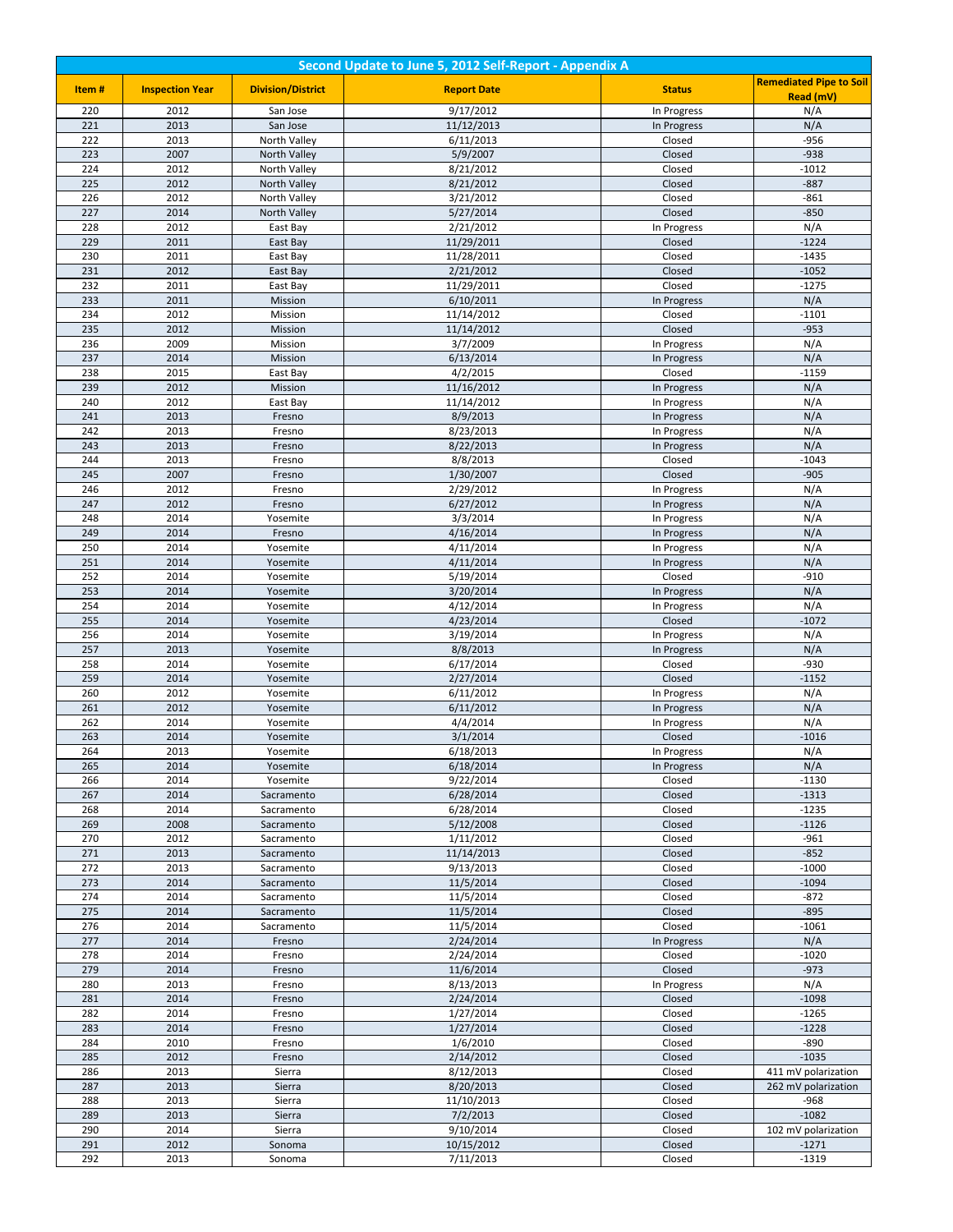| Second Update to June 5, 2012 Self-Report - Appendix A | | | | | |
|---|---|---|---|---|---|
| **Item #** | **Inspection Year** | **Division/District** | **Report Date** | **Status** | **Remediated Pipe to Soil Read (mV)** |
| 220 | 2012 | San Jose | 9/17/2012 | In Progress | N/A |
| 221 | 2013 | San Jose | 11/12/2013 | In Progress | N/A |
| 222 | 2013 | North Valley | 6/11/2013 | Closed | -956 |
| 223 | 2007 | North Valley | 5/9/2007 | Closed | -938 |
| 224 | 2012 | North Valley | 8/21/2012 | Closed | -1012 |
| 225 | 2012 | North Valley | 8/21/2012 | Closed | -887 |
| 226 | 2012 | North Valley | 3/21/2012 | Closed | -861 |
| 227 | 2014 | North Valley | 5/27/2014 | Closed | -850 |
| 228 | 2012 | East Bay | 2/21/2012 | In Progress | N/A |
| 229 | 2011 | East Bay | 11/29/2011 | Closed | -1224 |
| 230 | 2011 | East Bay | 11/28/2011 | Closed | -1435 |
| 231 | 2012 | East Bay | 2/21/2012 | Closed | -1052 |
| 232 | 2011 | East Bay | 11/29/2011 | Closed | -1275 |
| 233 | 2011 | Mission | 6/10/2011 | In Progress | N/A |
| 234 | 2012 | Mission | 11/14/2012 | Closed | -1101 |
| 235 | 2012 | Mission | 11/14/2012 | Closed | -953 |
| 236 | 2009 | Mission | 3/7/2009 | In Progress | N/A |
| 237 | 2014 | Mission | 6/13/2014 | In Progress | N/A |
| 238 | 2015 | East Bay | 4/2/2015 | Closed | -1159 |
| 239 | 2012 | Mission | 11/16/2012 | In Progress | N/A |
| 240 | 2012 | East Bay | 11/14/2012 | In Progress | N/A |
| 241 | 2013 | Fresno | 8/9/2013 | In Progress | N/A |
| 242 | 2013 | Fresno | 8/23/2013 | In Progress | N/A |
| 243 | 2013 | Fresno | 8/22/2013 | In Progress | N/A |
| 244 | 2013 | Fresno | 8/8/2013 | Closed | -1043 |
| 245 | 2007 | Fresno | 1/30/2007 | Closed | -905 |
| 246 | 2012 | Fresno | 2/29/2012 | In Progress | N/A |
| 247 | 2012 | Fresno | 6/27/2012 | In Progress | N/A |
| 248 | 2014 | Yosemite | 3/3/2014 | In Progress | N/A |
| 249 | 2014 | Fresno | 4/16/2014 | In Progress | N/A |
| 250 | 2014 | Yosemite | 4/11/2014 | In Progress | N/A |
| 251 | 2014 | Yosemite | 4/11/2014 | In Progress | N/A |
| 252 | 2014 | Yosemite | 5/19/2014 | Closed | -910 |
| 253 | 2014 | Yosemite | 3/20/2014 | In Progress | N/A |
| 254 | 2014 | Yosemite | 4/12/2014 | In Progress | N/A |
| 255 | 2014 | Yosemite | 4/23/2014 | Closed | -1072 |
| 256 | 2014 | Yosemite | 3/19/2014 | In Progress | N/A |
| 257 | 2013 | Yosemite | 8/8/2013 | In Progress | N/A |
| 258 | 2014 | Yosemite | 6/17/2014 | Closed | -930 |
| 259 | 2014 | Yosemite | 2/27/2014 | Closed | -1152 |
| 260 | 2012 | Yosemite | 6/11/2012 | In Progress | N/A |
| 261 | 2012 | Yosemite | 6/11/2012 | In Progress | N/A |
| 262 | 2014 | Yosemite | 4/4/2014 | In Progress | N/A |
| 263 | 2014 | Yosemite | 3/1/2014 | Closed | -1016 |
| 264 | 2013 | Yosemite | 6/18/2013 | In Progress | N/A |
| 265 | 2014 | Yosemite | 6/18/2014 | In Progress | N/A |
| 266 | 2014 | Yosemite | 9/22/2014 | Closed | -1130 |
| 267 | 2014 | Sacramento | 6/28/2014 | Closed | -1313 |
| 268 | 2014 | Sacramento | 6/28/2014 | Closed | -1235 |
| 269 | 2008 | Sacramento | 5/12/2008 | Closed | -1126 |
| 270 | 2012 | Sacramento | 1/11/2012 | Closed | -961 |
| 271 | 2013 | Sacramento | 11/14/2013 | Closed | -852 |
| 272 | 2013 | Sacramento | 9/13/2013 | Closed | -1000 |
| 273 | 2014 | Sacramento | 11/5/2014 | Closed | -1094 |
| 274 | 2014 | Sacramento | 11/5/2014 | Closed | -872 |
| 275 | 2014 | Sacramento | 11/5/2014 | Closed | -895 |
| 276 | 2014 | Sacramento | 11/5/2014 | Closed | -1061 |
| 277 | 2014 | Fresno | 2/24/2014 | In Progress | N/A |
| 278 | 2014 | Fresno | 2/24/2014 | Closed | -1020 |
| 279 | 2014 | Fresno | 11/6/2014 | Closed | -973 |
| 280 | 2013 | Fresno | 8/13/2013 | In Progress | N/A |
| 281 | 2014 | Fresno | 2/24/2014 | Closed | -1098 |
| 282 | 2014 | Fresno | 1/27/2014 | Closed | -1265 |
| 283 | 2014 | Fresno | 1/27/2014 | Closed | -1228 |
| 284 | 2010 | Fresno | 1/6/2010 | Closed | -890 |
| 285 | 2012 | Fresno | 2/14/2012 | Closed | -1035 |
| 286 | 2013 | Sierra | 8/12/2013 | Closed | 411 mV polarization |
| 287 | 2013 | Sierra | 8/20/2013 | Closed | 262 mV polarization |
| 288 | 2013 | Sierra | 11/10/2013 | Closed | -968 |
| 289 | 2013 | Sierra | 7/2/2013 | Closed | -1082 |
| 290 | 2014 | Sierra | 9/10/2014 | Closed | 102 mV polarization |
| 291 | 2012 | Sonoma | 10/15/2012 | Closed | -1271 |
| 292 | 2013 | Sonoma | 7/11/2013 | Closed | -1319 |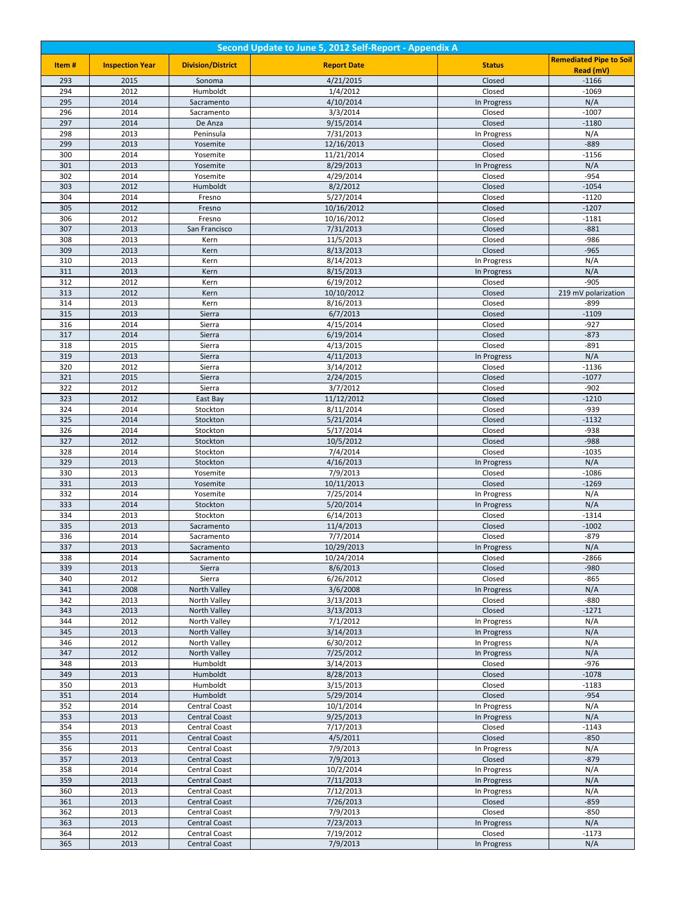| Second Update to June 5, 2012 Self-Report - Appendix A | | | | | |
|---|---|---|---|---|---|
| **Item #** | **Inspection Year** | **Division/District** | **Report Date** | **Status** | **Remediated Pipe to Soil Read (mV)** |
| 293 | 2015 | Sonoma | 4/21/2015 | Closed | -1166 |
| 294 | 2012 | Humboldt | 1/4/2012 | Closed | -1069 |
| 295 | 2014 | Sacramento | 4/10/2014 | In Progress | N/A |
| 296 | 2014 | Sacramento | 3/3/2014 | Closed | -1007 |
| 297 | 2014 | De Anza | 9/15/2014 | Closed | -1180 |
| 298 | 2013 | Peninsula | 7/31/2013 | In Progress | N/A |
| 299 | 2013 | Yosemite | 12/16/2013 | Closed | -889 |
| 300 | 2014 | Yosemite | 11/21/2014 | Closed | -1156 |
| 301 | 2013 | Yosemite | 8/29/2013 | In Progress | N/A |
| 302 | 2014 | Yosemite | 4/29/2014 | Closed | -954 |
| 303 | 2012 | Humboldt | 8/2/2012 | Closed | -1054 |
| 304 | 2014 | Fresno | 5/27/2014 | Closed | -1120 |
| 305 | 2012 | Fresno | 10/16/2012 | Closed | -1207 |
| 306 | 2012 | Fresno | 10/16/2012 | Closed | -1181 |
| 307 | 2013 | San Francisco | 7/31/2013 | Closed | -881 |
| 308 | 2013 | Kern | 11/5/2013 | Closed | -986 |
| 309 | 2013 | Kern | 8/13/2013 | Closed | -965 |
| 310 | 2013 | Kern | 8/14/2013 | In Progress | N/A |
| 311 | 2013 | Kern | 8/15/2013 | In Progress | N/A |
| 312 | 2012 | Kern | 6/19/2012 | Closed | -905 |
| 313 | 2012 | Kern | 10/10/2012 | Closed | 219 mV polarization |
| 314 | 2013 | Kern | 8/16/2013 | Closed | -899 |
| 315 | 2013 | Sierra | 6/7/2013 | Closed | -1109 |
| 316 | 2014 | Sierra | 4/15/2014 | Closed | -927 |
| 317 | 2014 | Sierra | 6/19/2014 | Closed | -873 |
| 318 | 2015 | Sierra | 4/13/2015 | Closed | -891 |
| 319 | 2013 | Sierra | 4/11/2013 | In Progress | N/A |
| 320 | 2012 | Sierra | 3/14/2012 | Closed | -1136 |
| 321 | 2015 | Sierra | 2/24/2015 | Closed | -1077 |
| 322 | 2012 | Sierra | 3/7/2012 | Closed | -902 |
| 323 | 2012 | East Bay | 11/12/2012 | Closed | -1210 |
| 324 | 2014 | Stockton | 8/11/2014 | Closed | -939 |
| 325 | 2014 | Stockton | 5/21/2014 | Closed | -1132 |
| 326 | 2014 | Stockton | 5/17/2014 | Closed | -938 |
| 327 | 2012 | Stockton | 10/5/2012 | Closed | -988 |
| 328 | 2014 | Stockton | 7/4/2014 | Closed | -1035 |
| 329 | 2013 | Stockton | 4/16/2013 | In Progress | N/A |
| 330 | 2013 | Yosemite | 7/9/2013 | Closed | -1086 |
| 331 | 2013 | Yosemite | 10/11/2013 | Closed | -1269 |
| 332 | 2014 | Yosemite | 7/25/2014 | In Progress | N/A |
| 333 | 2014 | Stockton | 5/20/2014 | In Progress | N/A |
| 334 | 2013 | Stockton | 6/14/2013 | Closed | -1314 |
| 335 | 2013 | Sacramento | 11/4/2013 | Closed | -1002 |
| 336 | 2014 | Sacramento | 7/7/2014 | Closed | -879 |
| 337 | 2013 | Sacramento | 10/29/2013 | In Progress | N/A |
| 338 | 2014 | Sacramento | 10/24/2014 | Closed | -2866 |
| 339 | 2013 | Sierra | 8/6/2013 | Closed | -980 |
| 340 | 2012 | Sierra | 6/26/2012 | Closed | -865 |
| 341 | 2008 | North Valley | 3/6/2008 | In Progress | N/A |
| 342 | 2013 | North Valley | 3/13/2013 | Closed | -880 |
| 343 | 2013 | North Valley | 3/13/2013 | Closed | -1271 |
| 344 | 2012 | North Valley | 7/1/2012 | In Progress | N/A |
| 345 | 2013 | North Valley | 3/14/2013 | In Progress | N/A |
| 346 | 2012 | North Valley | 6/30/2012 | In Progress | N/A |
| 347 | 2012 | North Valley | 7/25/2012 | In Progress | N/A |
| 348 | 2013 | Humboldt | 3/14/2013 | Closed | -976 |
| 349 | 2013 | Humboldt | 8/28/2013 | Closed | -1078 |
| 350 | 2013 | Humboldt | 3/15/2013 | Closed | -1183 |
| 351 | 2014 | Humboldt | 5/29/2014 | Closed | -954 |
| 352 | 2014 | Central Coast | 10/1/2014 | In Progress | N/A |
| 353 | 2013 | Central Coast | 9/25/2013 | In Progress | N/A |
| 354 | 2013 | Central Coast | 7/17/2013 | Closed | -1143 |
| 355 | 2011 | Central Coast | 4/5/2011 | Closed | -850 |
| 356 | 2013 | Central Coast | 7/9/2013 | In Progress | N/A |
| 357 | 2013 | Central Coast | 7/9/2013 | Closed | -879 |
| 358 | 2014 | Central Coast | 10/2/2014 | In Progress | N/A |
| 359 | 2013 | Central Coast | 7/11/2013 | In Progress | N/A |
| 360 | 2013 | Central Coast | 7/12/2013 | In Progress | N/A |
| 361 | 2013 | Central Coast | 7/26/2013 | Closed | -859 |
| 362 | 2013 | Central Coast | 7/9/2013 | Closed | -850 |
| 363 | 2013 | Central Coast | 7/23/2013 | In Progress | N/A |
| 364 | 2012 | Central Coast | 7/19/2012 | Closed | -1173 |
| 365 | 2013 | Central Coast | 7/9/2013 | In Progress | N/A |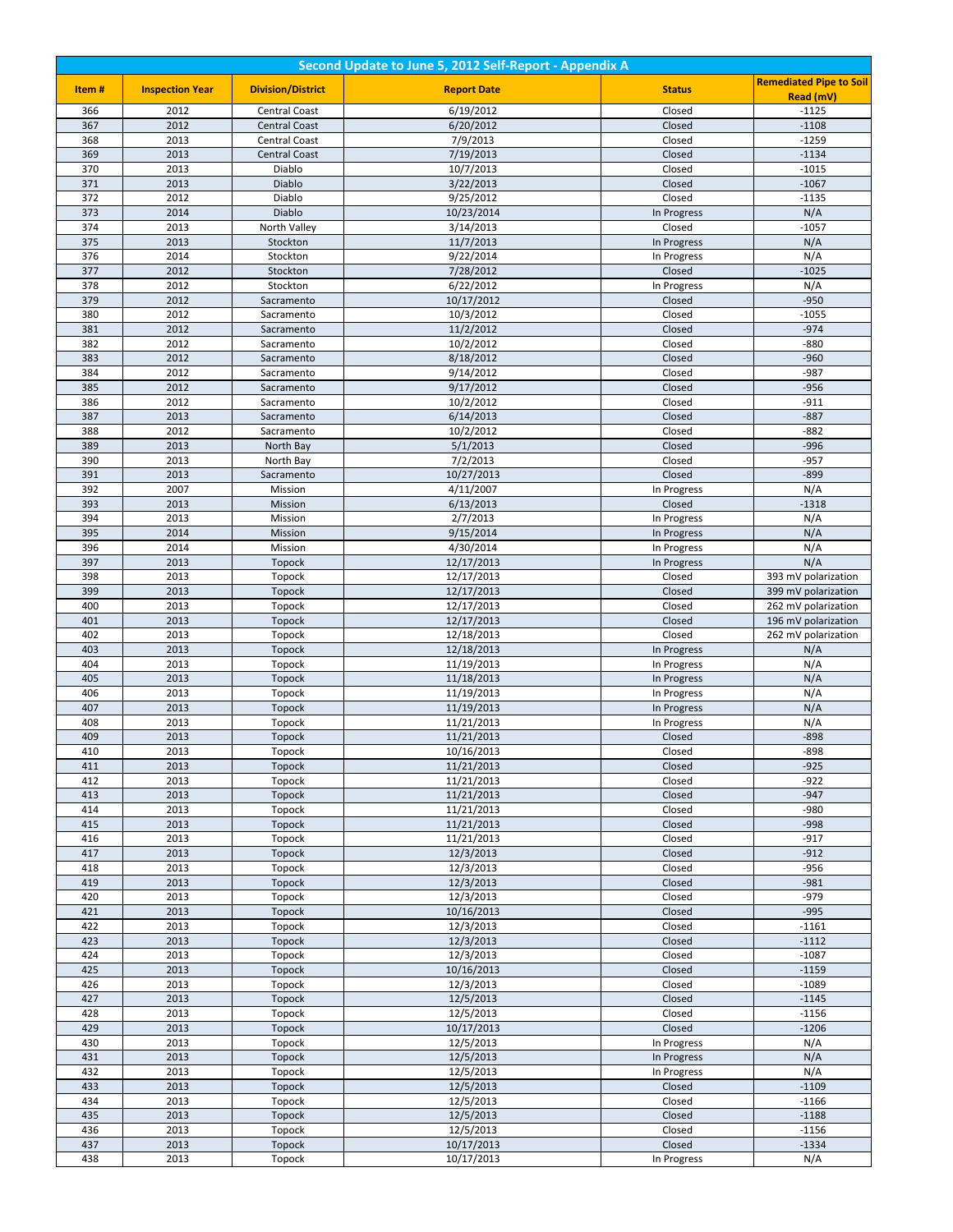| Second Update to June 5, 2012 Self-Report - Appendix A | | | | | |
|---|---|---|---|---|---|
| **Item #** | **Inspection Year** | **Division/District** | **Report Date** | **Status** | **Remediated Pipe to Soil Read (mV)** |
| 366 | 2012 | Central Coast | 6/19/2012 | Closed | -1125 |
| 367 | 2012 | Central Coast | 6/20/2012 | Closed | -1108 |
| 368 | 2013 | Central Coast | 7/9/2013 | Closed | -1259 |
| 369 | 2013 | Central Coast | 7/19/2013 | Closed | -1134 |
| 370 | 2013 | Diablo | 10/7/2013 | Closed | -1015 |
| 371 | 2013 | Diablo | 3/22/2013 | Closed | -1067 |
| 372 | 2012 | Diablo | 9/25/2012 | Closed | -1135 |
| 373 | 2014 | Diablo | 10/23/2014 | In Progress | N/A |
| 374 | 2013 | North Valley | 3/14/2013 | Closed | -1057 |
| 375 | 2013 | Stockton | 11/7/2013 | In Progress | N/A |
| 376 | 2014 | Stockton | 9/22/2014 | In Progress | N/A |
| 377 | 2012 | Stockton | 7/28/2012 | Closed | -1025 |
| 378 | 2012 | Stockton | 6/22/2012 | In Progress | N/A |
| 379 | 2012 | Sacramento | 10/17/2012 | Closed | -950 |
| 380 | 2012 | Sacramento | 10/3/2012 | Closed | -1055 |
| 381 | 2012 | Sacramento | 11/2/2012 | Closed | -974 |
| 382 | 2012 | Sacramento | 10/2/2012 | Closed | -880 |
| 383 | 2012 | Sacramento | 8/18/2012 | Closed | -960 |
| 384 | 2012 | Sacramento | 9/14/2012 | Closed | -987 |
| 385 | 2012 | Sacramento | 9/17/2012 | Closed | -956 |
| 386 | 2012 | Sacramento | 10/2/2012 | Closed | -911 |
| 387 | 2013 | Sacramento | 6/14/2013 | Closed | -887 |
| 388 | 2012 | Sacramento | 10/2/2012 | Closed | -882 |
| 389 | 2013 | North Bay | 5/1/2013 | Closed | -996 |
| 390 | 2013 | North Bay | 7/2/2013 | Closed | -957 |
| 391 | 2013 | Sacramento | 10/27/2013 | Closed | -899 |
| 392 | 2007 | Mission | 4/11/2007 | In Progress | N/A |
| 393 | 2013 | Mission | 6/13/2013 | Closed | -1318 |
| 394 | 2013 | Mission | 2/7/2013 | In Progress | N/A |
| 395 | 2014 | Mission | 9/15/2014 | In Progress | N/A |
| 396 | 2014 | Mission | 4/30/2014 | In Progress | N/A |
| 397 | 2013 | Topock | 12/17/2013 | In Progress | N/A |
| 398 | 2013 | Topock | 12/17/2013 | Closed | 393 mV polarization |
| 399 | 2013 | Topock | 12/17/2013 | Closed | 399 mV polarization |
| 400 | 2013 | Topock | 12/17/2013 | Closed | 262 mV polarization |
| 401 | 2013 | Topock | 12/17/2013 | Closed | 196 mV polarization |
| 402 | 2013 | Topock | 12/18/2013 | Closed | 262 mV polarization |
| 403 | 2013 | Topock | 12/18/2013 | In Progress | N/A |
| 404 | 2013 | Topock | 11/19/2013 | In Progress | N/A |
| 405 | 2013 | Topock | 11/18/2013 | In Progress | N/A |
| 406 | 2013 | Topock | 11/19/2013 | In Progress | N/A |
| 407 | 2013 | Topock | 11/19/2013 | In Progress | N/A |
| 408 | 2013 | Topock | 11/21/2013 | In Progress | N/A |
| 409 | 2013 | Topock | 11/21/2013 | Closed | -898 |
| 410 | 2013 | Topock | 10/16/2013 | Closed | -898 |
| 411 | 2013 | Topock | 11/21/2013 | Closed | -925 |
| 412 | 2013 | Topock | 11/21/2013 | Closed | -922 |
| 413 | 2013 | Topock | 11/21/2013 | Closed | -947 |
| 414 | 2013 | Topock | 11/21/2013 | Closed | -980 |
| 415 | 2013 | Topock | 11/21/2013 | Closed | -998 |
| 416 | 2013 | Topock | 11/21/2013 | Closed | -917 |
| 417 | 2013 | Topock | 12/3/2013 | Closed | -912 |
| 418 | 2013 | Topock | 12/3/2013 | Closed | -956 |
| 419 | 2013 | Topock | 12/3/2013 | Closed | -981 |
| 420 | 2013 | Topock | 12/3/2013 | Closed | -979 |
| 421 | 2013 | Topock | 10/16/2013 | Closed | -995 |
| 422 | 2013 | Topock | 12/3/2013 | Closed | -1161 |
| 423 | 2013 | Topock | 12/3/2013 | Closed | -1112 |
| 424 | 2013 | Topock | 12/3/2013 | Closed | -1087 |
| 425 | 2013 | Topock | 10/16/2013 | Closed | -1159 |
| 426 | 2013 | Topock | 12/3/2013 | Closed | -1089 |
| 427 | 2013 | Topock | 12/5/2013 | Closed | -1145 |
| 428 | 2013 | Topock | 12/5/2013 | Closed | -1156 |
| 429 | 2013 | Topock | 10/17/2013 | Closed | -1206 |
| 430 | 2013 | Topock | 12/5/2013 | In Progress | N/A |
| 431 | 2013 | Topock | 12/5/2013 | In Progress | N/A |
| 432 | 2013 | Topock | 12/5/2013 | In Progress | N/A |
| 433 | 2013 | Topock | 12/5/2013 | Closed | -1109 |
| 434 | 2013 | Topock | 12/5/2013 | Closed | -1166 |
| 435 | 2013 | Topock | 12/5/2013 | Closed | -1188 |
| 436 | 2013 | Topock | 12/5/2013 | Closed | -1156 |
| 437 | 2013 | Topock | 10/17/2013 | Closed | -1334 |
| 438 | 2013 | Topock | 10/17/2013 | In Progress | N/A |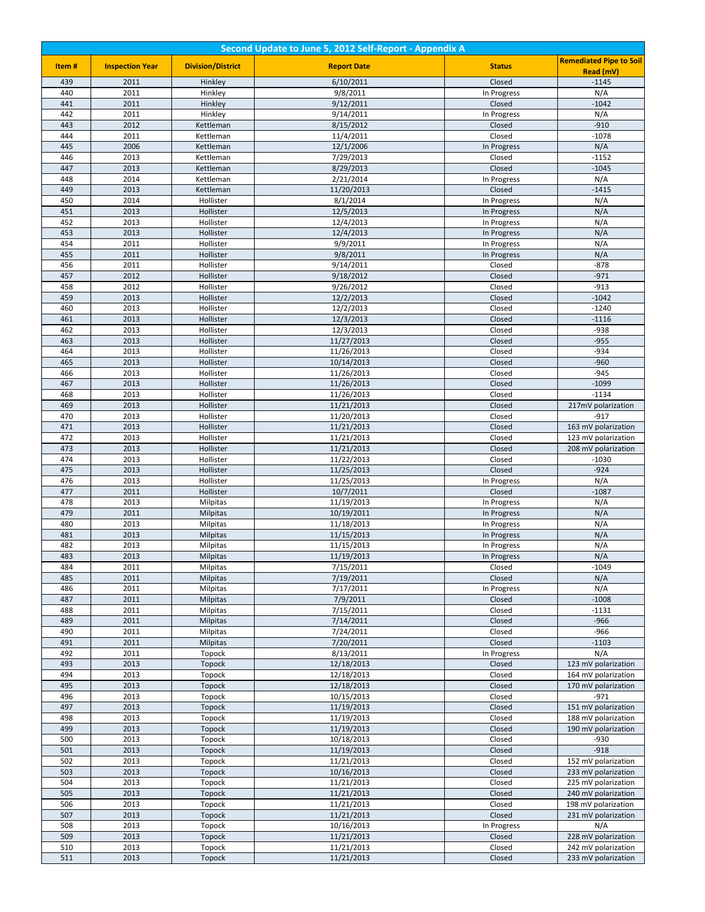| Second Update to June 5, 2012 Self-Report - Appendix A | | | | | |
|---|---|---|---|---|---|
| **Item #** | **Inspection Year** | **Division/District** | **Report Date** | **Status** | **Remediated Pipe to Soil Read (mV)** |
| 439 | 2011 | Hinkley | 6/10/2011 | Closed | -1145 |
| 440 | 2011 | Hinkley | 9/8/2011 | In Progress | N/A |
| 441 | 2011 | Hinkley | 9/12/2011 | Closed | -1042 |
| 442 | 2011 | Hinkley | 9/14/2011 | In Progress | N/A |
| 443 | 2012 | Kettleman | 8/15/2012 | Closed | -910 |
| 444 | 2011 | Kettleman | 11/4/2011 | Closed | -1078 |
| 445 | 2006 | Kettleman | 12/1/2006 | In Progress | N/A |
| 446 | 2013 | Kettleman | 7/29/2013 | Closed | -1152 |
| 447 | 2013 | Kettleman | 8/29/2013 | Closed | -1045 |
| 448 | 2014 | Kettleman | 2/21/2014 | In Progress | N/A |
| 449 | 2013 | Kettleman | 11/20/2013 | Closed | -1415 |
| 450 | 2014 | Hollister | 8/1/2014 | In Progress | N/A |
| 451 | 2013 | Hollister | 12/5/2013 | In Progress | N/A |
| 452 | 2013 | Hollister | 12/4/2013 | In Progress | N/A |
| 453 | 2013 | Hollister | 12/4/2013 | In Progress | N/A |
| 454 | 2011 | Hollister | 9/9/2011 | In Progress | N/A |
| 455 | 2011 | Hollister | 9/8/2011 | In Progress | N/A |
| 456 | 2011 | Hollister | 9/14/2011 | Closed | -878 |
| 457 | 2012 | Hollister | 9/18/2012 | Closed | -971 |
| 458 | 2012 | Hollister | 9/26/2012 | Closed | -913 |
| 459 | 2013 | Hollister | 12/2/2013 | Closed | -1042 |
| 460 | 2013 | Hollister | 12/2/2013 | Closed | -1240 |
| 461 | 2013 | Hollister | 12/3/2013 | Closed | -1116 |
| 462 | 2013 | Hollister | 12/3/2013 | Closed | -938 |
| 463 | 2013 | Hollister | 11/27/2013 | Closed | -955 |
| 464 | 2013 | Hollister | 11/26/2013 | Closed | -934 |
| 465 | 2013 | Hollister | 10/14/2013 | Closed | -960 |
| 466 | 2013 | Hollister | 11/26/2013 | Closed | -945 |
| 467 | 2013 | Hollister | 11/26/2013 | Closed | -1099 |
| 468 | 2013 | Hollister | 11/26/2013 | Closed | -1134 |
| 469 | 2013 | Hollister | 11/21/2013 | Closed | 217mV polarization |
| 470 | 2013 | Hollister | 11/20/2013 | Closed | -917 |
| 471 | 2013 | Hollister | 11/21/2013 | Closed | 163 mV polarization |
| 472 | 2013 | Hollister | 11/21/2013 | Closed | 123 mV polarization |
| 473 | 2013 | Hollister | 11/21/2013 | Closed | 208 mV polarization |
| 474 | 2013 | Hollister | 11/22/2013 | Closed | -1030 |
| 475 | 2013 | Hollister | 11/25/2013 | Closed | -924 |
| 476 | 2013 | Hollister | 11/25/2013 | In Progress | N/A |
| 477 | 2011 | Hollister | 10/7/2011 | Closed | -1087 |
| 478 | 2013 | Milpitas | 11/19/2013 | In Progress | N/A |
| 479 | 2011 | Milpitas | 10/19/2011 | In Progress | N/A |
| 480 | 2013 | Milpitas | 11/18/2013 | In Progress | N/A |
| 481 | 2013 | Milpitas | 11/15/2013 | In Progress | N/A |
| 482 | 2013 | Milpitas | 11/15/2013 | In Progress | N/A |
| 483 | 2013 | Milpitas | 11/19/2013 | In Progress | N/A |
| 484 | 2011 | Milpitas | 7/15/2011 | Closed | -1049 |
| 485 | 2011 | Milpitas | 7/19/2011 | Closed | N/A |
| 486 | 2011 | Milpitas | 7/17/2011 | In Progress | N/A |
| 487 | 2011 | Milpitas | 7/9/2011 | Closed | -1008 |
| 488 | 2011 | Milpitas | 7/15/2011 | Closed | -1131 |
| 489 | 2011 | Milpitas | 7/14/2011 | Closed | -966 |
| 490 | 2011 | Milpitas | 7/24/2011 | Closed | -966 |
| 491 | 2011 | Milpitas | 7/20/2011 | Closed | -1103 |
| 492 | 2011 | Topock | 8/13/2011 | In Progress | N/A |
| 493 | 2013 | Topock | 12/18/2013 | Closed | 123 mV polarization |
| 494 | 2013 | Topock | 12/18/2013 | Closed | 164 mV polarization |
| 495 | 2013 | Topock | 12/18/2013 | Closed | 170 mV polarization |
| 496 | 2013 | Topock | 10/15/2013 | Closed | -971 |
| 497 | 2013 | Topock | 11/19/2013 | Closed | 151 mV polarization |
| 498 | 2013 | Topock | 11/19/2013 | Closed | 188 mV polarization |
| 499 | 2013 | Topock | 11/19/2013 | Closed | 190 mV polarization |
| 500 | 2013 | Topock | 10/18/2013 | Closed | -930 |
| 501 | 2013 | Topock | 11/19/2013 | Closed | -918 |
| 502 | 2013 | Topock | 11/21/2013 | Closed | 152 mV polarization |
| 503 | 2013 | Topock | 10/16/2013 | Closed | 233 mV polarization |
| 504 | 2013 | Topock | 11/21/2013 | Closed | 225 mV polarization |
| 505 | 2013 | Topock | 11/21/2013 | Closed | 240 mV polarization |
| 506 | 2013 | Topock | 11/21/2013 | Closed | 198 mV polarization |
| 507 | 2013 | Topock | 11/21/2013 | Closed | 231 mV polarization |
| 508 | 2013 | Topock | 10/16/2013 | In Progress | N/A |
| 509 | 2013 | Topock | 11/21/2013 | Closed | 228 mV polarization |
| 510 | 2013 | Topock | 11/21/2013 | Closed | 242 mV polarization |
| 511 | 2013 | Topock | 11/21/2013 | Closed | 233 mV polarization |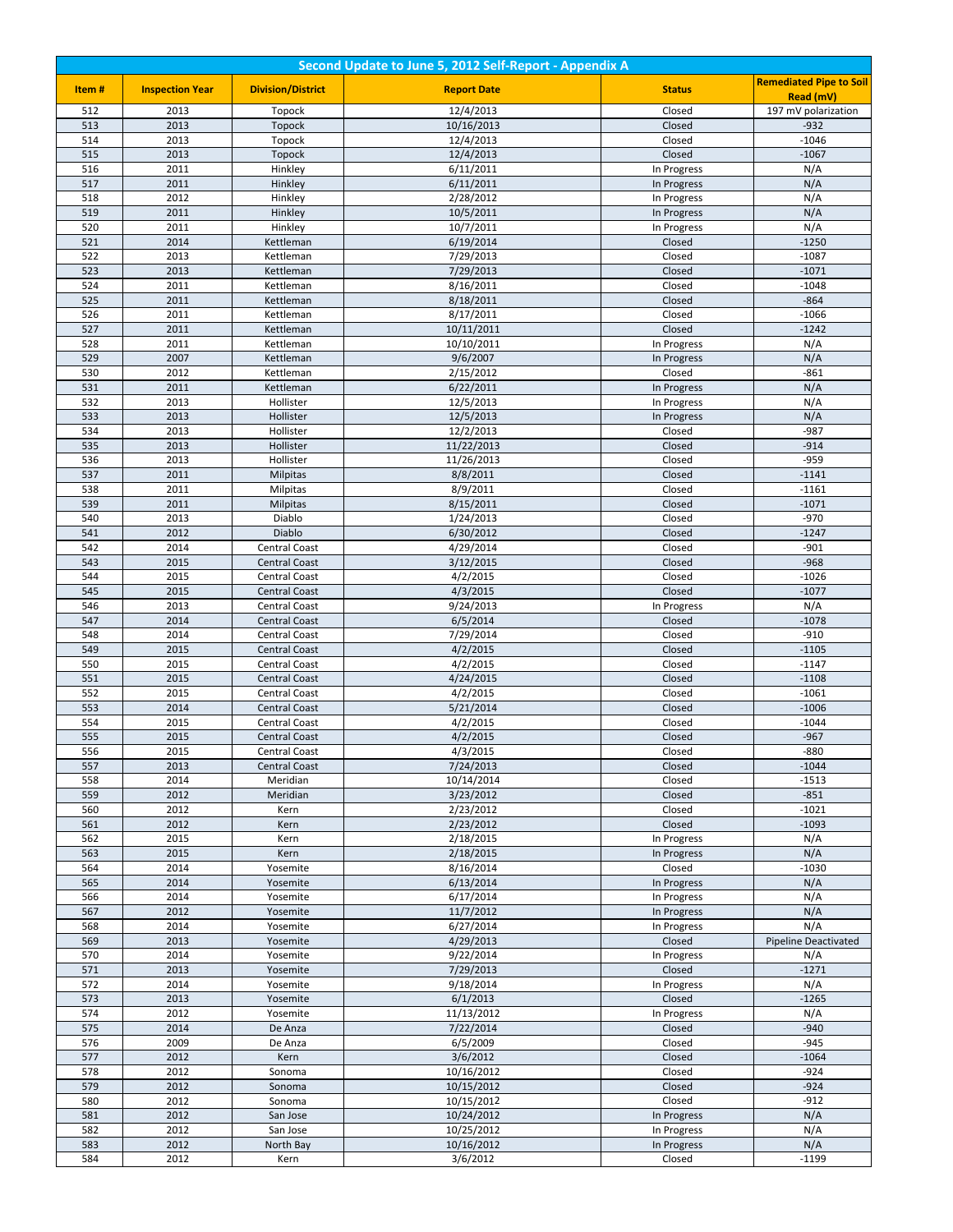| Second Update to June 5, 2012 Self-Report - Appendix A | | | | | |
|---|---|---|---|---|---|
| **Item #** | **Inspection Year** | **Division/District** | **Report Date** | **Status** | **Remediated Pipe to Soil Read (mV)** |
| 512 | 2013 | Topock | 12/4/2013 | Closed | 197 mV polarization |
| 513 | 2013 | Topock | 10/16/2013 | Closed | -932 |
| 514 | 2013 | Topock | 12/4/2013 | Closed | -1046 |
| 515 | 2013 | Topock | 12/4/2013 | Closed | -1067 |
| 516 | 2011 | Hinkley | 6/11/2011 | In Progress | N/A |
| 517 | 2011 | Hinkley | 6/11/2011 | In Progress | N/A |
| 518 | 2012 | Hinkley | 2/28/2012 | In Progress | N/A |
| 519 | 2011 | Hinkley | 10/5/2011 | In Progress | N/A |
| 520 | 2011 | Hinkley | 10/7/2011 | In Progress | N/A |
| 521 | 2014 | Kettleman | 6/19/2014 | Closed | -1250 |
| 522 | 2013 | Kettleman | 7/29/2013 | Closed | -1087 |
| 523 | 2013 | Kettleman | 7/29/2013 | Closed | -1071 |
| 524 | 2011 | Kettleman | 8/16/2011 | Closed | -1048 |
| 525 | 2011 | Kettleman | 8/18/2011 | Closed | -864 |
| 526 | 2011 | Kettleman | 8/17/2011 | Closed | -1066 |
| 527 | 2011 | Kettleman | 10/11/2011 | Closed | -1242 |
| 528 | 2011 | Kettleman | 10/10/2011 | In Progress | N/A |
| 529 | 2007 | Kettleman | 9/6/2007 | In Progress | N/A |
| 530 | 2012 | Kettleman | 2/15/2012 | Closed | -861 |
| 531 | 2011 | Kettleman | 6/22/2011 | In Progress | N/A |
| 532 | 2013 | Hollister | 12/5/2013 | In Progress | N/A |
| 533 | 2013 | Hollister | 12/5/2013 | In Progress | N/A |
| 534 | 2013 | Hollister | 12/2/2013 | Closed | -987 |
| 535 | 2013 | Hollister | 11/22/2013 | Closed | -914 |
| 536 | 2013 | Hollister | 11/26/2013 | Closed | -959 |
| 537 | 2011 | Milpitas | 8/8/2011 | Closed | -1141 |
| 538 | 2011 | Milpitas | 8/9/2011 | Closed | -1161 |
| 539 | 2011 | Milpitas | 8/15/2011 | Closed | -1071 |
| 540 | 2013 | Diablo | 1/24/2013 | Closed | -970 |
| 541 | 2012 | Diablo | 6/30/2012 | Closed | -1247 |
| 542 | 2014 | Central Coast | 4/29/2014 | Closed | -901 |
| 543 | 2015 | Central Coast | 3/12/2015 | Closed | -968 |
| 544 | 2015 | Central Coast | 4/2/2015 | Closed | -1026 |
| 545 | 2015 | Central Coast | 4/3/2015 | Closed | -1077 |
| 546 | 2013 | Central Coast | 9/24/2013 | In Progress | N/A |
| 547 | 2014 | Central Coast | 6/5/2014 | Closed | -1078 |
| 548 | 2014 | Central Coast | 7/29/2014 | Closed | -910 |
| 549 | 2015 | Central Coast | 4/2/2015 | Closed | -1105 |
| 550 | 2015 | Central Coast | 4/2/2015 | Closed | -1147 |
| 551 | 2015 | Central Coast | 4/24/2015 | Closed | -1108 |
| 552 | 2015 | Central Coast | 4/2/2015 | Closed | -1061 |
| 553 | 2014 | Central Coast | 5/21/2014 | Closed | -1006 |
| 554 | 2015 | Central Coast | 4/2/2015 | Closed | -1044 |
| 555 | 2015 | Central Coast | 4/2/2015 | Closed | -967 |
| 556 | 2015 | Central Coast | 4/3/2015 | Closed | -880 |
| 557 | 2013 | Central Coast | 7/24/2013 | Closed | -1044 |
| 558 | 2014 | Meridian | 10/14/2014 | Closed | -1513 |
| 559 | 2012 | Meridian | 3/23/2012 | Closed | -851 |
| 560 | 2012 | Kern | 2/23/2012 | Closed | -1021 |
| 561 | 2012 | Kern | 2/23/2012 | Closed | -1093 |
| 562 | 2015 | Kern | 2/18/2015 | In Progress | N/A |
| 563 | 2015 | Kern | 2/18/2015 | In Progress | N/A |
| 564 | 2014 | Yosemite | 8/16/2014 | Closed | -1030 |
| 565 | 2014 | Yosemite | 6/13/2014 | In Progress | N/A |
| 566 | 2014 | Yosemite | 6/17/2014 | In Progress | N/A |
| 567 | 2012 | Yosemite | 11/7/2012 | In Progress | N/A |
| 568 | 2014 | Yosemite | 6/27/2014 | In Progress | N/A |
| 569 | 2013 | Yosemite | 4/29/2013 | Closed | Pipeline Deactivated |
| 570 | 2014 | Yosemite | 9/22/2014 | In Progress | N/A |
| 571 | 2013 | Yosemite | 7/29/2013 | Closed | -1271 |
| 572 | 2014 | Yosemite | 9/18/2014 | In Progress | N/A |
| 573 | 2013 | Yosemite | 6/1/2013 | Closed | -1265 |
| 574 | 2012 | Yosemite | 11/13/2012 | In Progress | N/A |
| 575 | 2014 | De Anza | 7/22/2014 | Closed | -940 |
| 576 | 2009 | De Anza | 6/5/2009 | Closed | -945 |
| 577 | 2012 | Kern | 3/6/2012 | Closed | -1064 |
| 578 | 2012 | Sonoma | 10/16/2012 | Closed | -924 |
| 579 | 2012 | Sonoma | 10/15/2012 | Closed | -924 |
| 580 | 2012 | Sonoma | 10/15/2012 | Closed | -912 |
| 581 | 2012 | San Jose | 10/24/2012 | In Progress | N/A |
| 582 | 2012 | San Jose | 10/25/2012 | In Progress | N/A |
| 583 | 2012 | North Bay | 10/16/2012 | In Progress | N/A |
| 584 | 2012 | Kern | 3/6/2012 | Closed | -1199 |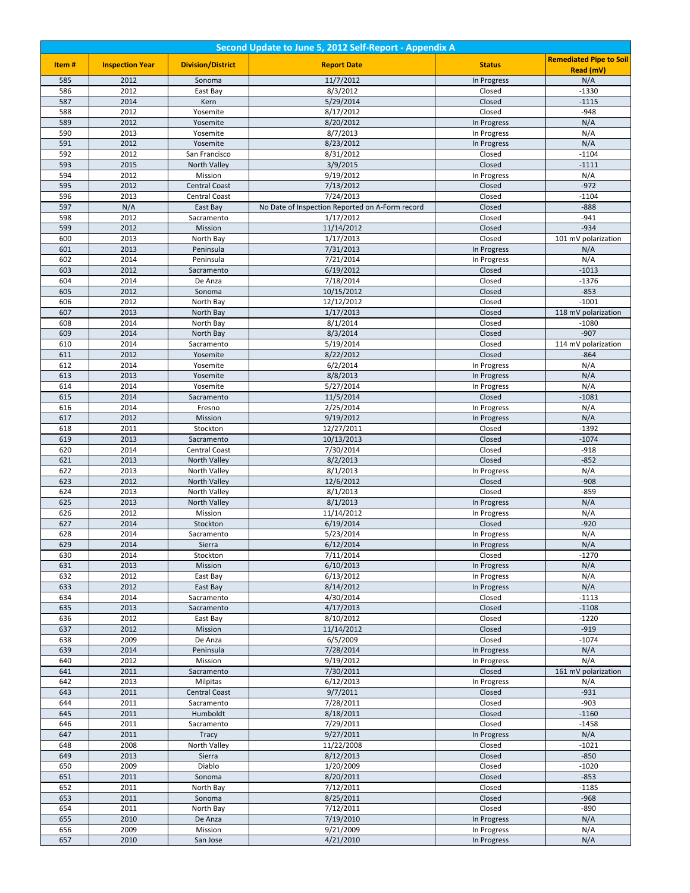| Second Update to June 5, 2012 Self-Report - Appendix A | | | | | |
|---|---|---|---|---|---|
| **Item #** | **Inspection Year** | **Division/District** | **Report Date** | **Status** | **Remediated Pipe to Soil Read (mV)** |
| 585 | 2012 | Sonoma | 11/7/2012 | In Progress | N/A |
| 586 | 2012 | East Bay | 8/3/2012 | Closed | -1330 |
| 587 | 2014 | Kern | 5/29/2014 | Closed | -1115 |
| 588 | 2012 | Yosemite | 8/17/2012 | Closed | -948 |
| 589 | 2012 | Yosemite | 8/20/2012 | In Progress | N/A |
| 590 | 2013 | Yosemite | 8/7/2013 | In Progress | N/A |
| 591 | 2012 | Yosemite | 8/23/2012 | In Progress | N/A |
| 592 | 2012 | San Francisco | 8/31/2012 | Closed | -1104 |
| 593 | 2015 | North Valley | 3/9/2015 | Closed | -1111 |
| 594 | 2012 | Mission | 9/19/2012 | In Progress | N/A |
| 595 | 2012 | Central Coast | 7/13/2012 | Closed | -972 |
| 596 | 2013 | Central Coast | 7/24/2013 | Closed | -1104 |
| 597 | N/A | East Bay | No Date of Inspection Reported on A-Form record | Closed | -888 |
| 598 | 2012 | Sacramento | 1/17/2012 | Closed | -941 |
| 599 | 2012 | Mission | 11/14/2012 | Closed | -934 |
| 600 | 2013 | North Bay | 1/17/2013 | Closed | 101 mV polarization |
| 601 | 2013 | Peninsula | 7/31/2013 | In Progress | N/A |
| 602 | 2014 | Peninsula | 7/21/2014 | In Progress | N/A |
| 603 | 2012 | Sacramento | 6/19/2012 | Closed | -1013 |
| 604 | 2014 | De Anza | 7/18/2014 | Closed | -1376 |
| 605 | 2012 | Sonoma | 10/15/2012 | Closed | -853 |
| 606 | 2012 | North Bay | 12/12/2012 | Closed | -1001 |
| 607 | 2013 | North Bay | 1/17/2013 | Closed | 118 mV polarization |
| 608 | 2014 | North Bay | 8/1/2014 | Closed | -1080 |
| 609 | 2014 | North Bay | 8/3/2014 | Closed | -907 |
| 610 | 2014 | Sacramento | 5/19/2014 | Closed | 114 mV polarization |
| 611 | 2012 | Yosemite | 8/22/2012 | Closed | -864 |
| 612 | 2014 | Yosemite | 6/2/2014 | In Progress | N/A |
| 613 | 2013 | Yosemite | 8/8/2013 | In Progress | N/A |
| 614 | 2014 | Yosemite | 5/27/2014 | In Progress | N/A |
| 615 | 2014 | Sacramento | 11/5/2014 | Closed | -1081 |
| 616 | 2014 | Fresno | 2/25/2014 | In Progress | N/A |
| 617 | 2012 | Mission | 9/19/2012 | In Progress | N/A |
| 618 | 2011 | Stockton | 12/27/2011 | Closed | -1392 |
| 619 | 2013 | Sacramento | 10/13/2013 | Closed | -1074 |
| 620 | 2014 | Central Coast | 7/30/2014 | Closed | -918 |
| 621 | 2013 | North Valley | 8/2/2013 | Closed | -852 |
| 622 | 2013 | North Valley | 8/1/2013 | In Progress | N/A |
| 623 | 2012 | North Valley | 12/6/2012 | Closed | -908 |
| 624 | 2013 | North Valley | 8/1/2013 | Closed | -859 |
| 625 | 2013 | North Valley | 8/1/2013 | In Progress | N/A |
| 626 | 2012 | Mission | 11/14/2012 | In Progress | N/A |
| 627 | 2014 | Stockton | 6/19/2014 | Closed | -920 |
| 628 | 2014 | Sacramento | 5/23/2014 | In Progress | N/A |
| 629 | 2014 | Sierra | 6/12/2014 | In Progress | N/A |
| 630 | 2014 | Stockton | 7/11/2014 | Closed | -1270 |
| 631 | 2013 | Mission | 6/10/2013 | In Progress | N/A |
| 632 | 2012 | East Bay | 6/13/2012 | In Progress | N/A |
| 633 | 2012 | East Bay | 8/14/2012 | In Progress | N/A |
| 634 | 2014 | Sacramento | 4/30/2014 | Closed | -1113 |
| 635 | 2013 | Sacramento | 4/17/2013 | Closed | -1108 |
| 636 | 2012 | East Bay | 8/10/2012 | Closed | -1220 |
| 637 | 2012 | Mission | 11/14/2012 | Closed | -919 |
| 638 | 2009 | De Anza | 6/5/2009 | Closed | -1074 |
| 639 | 2014 | Peninsula | 7/28/2014 | In Progress | N/A |
| 640 | 2012 | Mission | 9/19/2012 | In Progress | N/A |
| 641 | 2011 | Sacramento | 7/30/2011 | Closed | 161 mV polarization |
| 642 | 2013 | Milpitas | 6/12/2013 | In Progress | N/A |
| 643 | 2011 | Central Coast | 9/7/2011 | Closed | -931 |
| 644 | 2011 | Sacramento | 7/28/2011 | Closed | -903 |
| 645 | 2011 | Humboldt | 8/18/2011 | Closed | -1160 |
| 646 | 2011 | Sacramento | 7/29/2011 | Closed | -1458 |
| 647 | 2011 | Tracy | 9/27/2011 | In Progress | N/A |
| 648 | 2008 | North Valley | 11/22/2008 | Closed | -1021 |
| 649 | 2013 | Sierra | 8/12/2013 | Closed | -850 |
| 650 | 2009 | Diablo | 1/20/2009 | Closed | -1020 |
| 651 | 2011 | Sonoma | 8/20/2011 | Closed | -853 |
| 652 | 2011 | North Bay | 7/12/2011 | Closed | -1185 |
| 653 | 2011 | Sonoma | 8/25/2011 | Closed | -968 |
| 654 | 2011 | North Bay | 7/12/2011 | Closed | -890 |
| 655 | 2010 | De Anza | 7/19/2010 | In Progress | N/A |
| 656 | 2009 | Mission | 9/21/2009 | In Progress | N/A |
| 657 | 2010 | San Jose | 4/21/2010 | In Progress | N/A |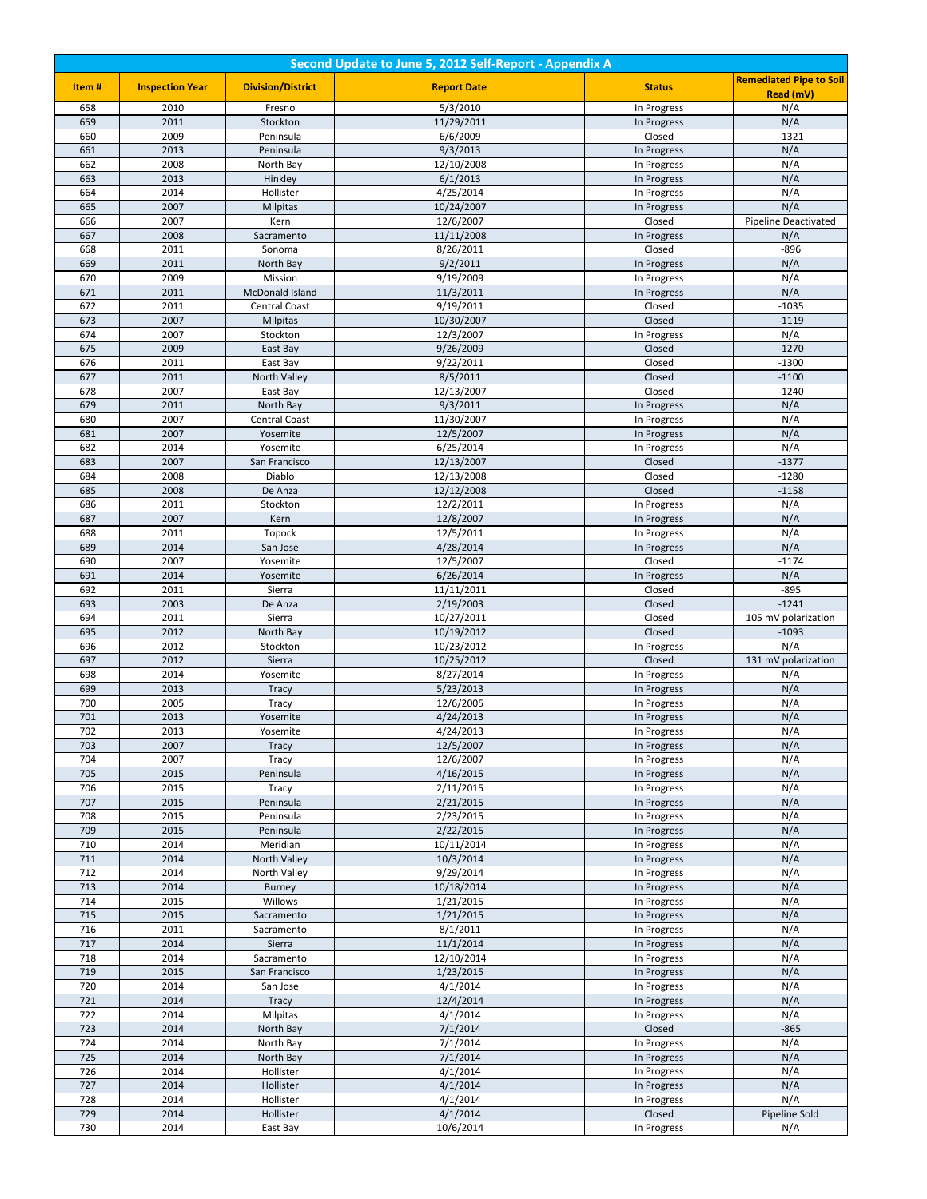| Second Update to June 5, 2012 Self-Report - Appendix A | | | | | |
|---|---|---|---|---|---|
| **Item #** | **Inspection Year** | **Division/District** | **Report Date** | **Status** | **Remediated Pipe to Soil Read (mV)** |
| 658 | 2010 | Fresno | 5/3/2010 | In Progress | N/A |
| 659 | 2011 | Stockton | 11/29/2011 | In Progress | N/A |
| 660 | 2009 | Peninsula | 6/6/2009 | Closed | -1321 |
| 661 | 2013 | Peninsula | 9/3/2013 | In Progress | N/A |
| 662 | 2008 | North Bay | 12/10/2008 | In Progress | N/A |
| 663 | 2013 | Hinkley | 6/1/2013 | In Progress | N/A |
| 664 | 2014 | Hollister | 4/25/2014 | In Progress | N/A |
| 665 | 2007 | Milpitas | 10/24/2007 | In Progress | N/A |
| 666 | 2007 | Kern | 12/6/2007 | Closed | Pipeline Deactivated |
| 667 | 2008 | Sacramento | 11/11/2008 | In Progress | N/A |
| 668 | 2011 | Sonoma | 8/26/2011 | Closed | -896 |
| 669 | 2011 | North Bay | 9/2/2011 | In Progress | N/A |
| 670 | 2009 | Mission | 9/19/2009 | In Progress | N/A |
| 671 | 2011 | McDonald Island | 11/3/2011 | In Progress | N/A |
| 672 | 2011 | Central Coast | 9/19/2011 | Closed | -1035 |
| 673 | 2007 | Milpitas | 10/30/2007 | Closed | -1119 |
| 674 | 2007 | Stockton | 12/3/2007 | In Progress | N/A |
| 675 | 2009 | East Bay | 9/26/2009 | Closed | -1270 |
| 676 | 2011 | East Bay | 9/22/2011 | Closed | -1300 |
| 677 | 2011 | North Valley | 8/5/2011 | Closed | -1100 |
| 678 | 2007 | East Bay | 12/13/2007 | Closed | -1240 |
| 679 | 2011 | North Bay | 9/3/2011 | In Progress | N/A |
| 680 | 2007 | Central Coast | 11/30/2007 | In Progress | N/A |
| 681 | 2007 | Yosemite | 12/5/2007 | In Progress | N/A |
| 682 | 2014 | Yosemite | 6/25/2014 | In Progress | N/A |
| 683 | 2007 | San Francisco | 12/13/2007 | Closed | -1377 |
| 684 | 2008 | Diablo | 12/13/2008 | Closed | -1280 |
| 685 | 2008 | De Anza | 12/12/2008 | Closed | -1158 |
| 686 | 2011 | Stockton | 12/2/2011 | In Progress | N/A |
| 687 | 2007 | Kern | 12/8/2007 | In Progress | N/A |
| 688 | 2011 | Topock | 12/5/2011 | In Progress | N/A |
| 689 | 2014 | San Jose | 4/28/2014 | In Progress | N/A |
| 690 | 2007 | Yosemite | 12/5/2007 | Closed | -1174 |
| 691 | 2014 | Yosemite | 6/26/2014 | In Progress | N/A |
| 692 | 2011 | Sierra | 11/11/2011 | Closed | -895 |
| 693 | 2003 | De Anza | 2/19/2003 | Closed | -1241 |
| 694 | 2011 | Sierra | 10/27/2011 | Closed | 105 mV polarization |
| 695 | 2012 | North Bay | 10/19/2012 | Closed | -1093 |
| 696 | 2012 | Stockton | 10/23/2012 | In Progress | N/A |
| 697 | 2012 | Sierra | 10/25/2012 | Closed | 131 mV polarization |
| 698 | 2014 | Yosemite | 8/27/2014 | In Progress | N/A |
| 699 | 2013 | Tracy | 5/23/2013 | In Progress | N/A |
| 700 | 2005 | Tracy | 12/6/2005 | In Progress | N/A |
| 701 | 2013 | Yosemite | 4/24/2013 | In Progress | N/A |
| 702 | 2013 | Yosemite | 4/24/2013 | In Progress | N/A |
| 703 | 2007 | Tracy | 12/5/2007 | In Progress | N/A |
| 704 | 2007 | Tracy | 12/6/2007 | In Progress | N/A |
| 705 | 2015 | Peninsula | 4/16/2015 | In Progress | N/A |
| 706 | 2015 | Tracy | 2/11/2015 | In Progress | N/A |
| 707 | 2015 | Peninsula | 2/21/2015 | In Progress | N/A |
| 708 | 2015 | Peninsula | 2/23/2015 | In Progress | N/A |
| 709 | 2015 | Peninsula | 2/22/2015 | In Progress | N/A |
| 710 | 2014 | Meridian | 10/11/2014 | In Progress | N/A |
| 711 | 2014 | North Valley | 10/3/2014 | In Progress | N/A |
| 712 | 2014 | North Valley | 9/29/2014 | In Progress | N/A |
| 713 | 2014 | Burney | 10/18/2014 | In Progress | N/A |
| 714 | 2015 | Willows | 1/21/2015 | In Progress | N/A |
| 715 | 2015 | Sacramento | 1/21/2015 | In Progress | N/A |
| 716 | 2011 | Sacramento | 8/1/2011 | In Progress | N/A |
| 717 | 2014 | Sierra | 11/1/2014 | In Progress | N/A |
| 718 | 2014 | Sacramento | 12/10/2014 | In Progress | N/A |
| 719 | 2015 | San Francisco | 1/23/2015 | In Progress | N/A |
| 720 | 2014 | San Jose | 4/1/2014 | In Progress | N/A |
| 721 | 2014 | Tracy | 12/4/2014 | In Progress | N/A |
| 722 | 2014 | Milpitas | 4/1/2014 | In Progress | N/A |
| 723 | 2014 | North Bay | 7/1/2014 | Closed | -865 |
| 724 | 2014 | North Bay | 7/1/2014 | In Progress | N/A |
| 725 | 2014 | North Bay | 7/1/2014 | In Progress | N/A |
| 726 | 2014 | Hollister | 4/1/2014 | In Progress | N/A |
| 727 | 2014 | Hollister | 4/1/2014 | In Progress | N/A |
| 728 | 2014 | Hollister | 4/1/2014 | In Progress | N/A |
| 729 | 2014 | Hollister | 4/1/2014 | Closed | Pipeline Sold |
| 730 | 2014 | East Bay | 10/6/2014 | In Progress | N/A |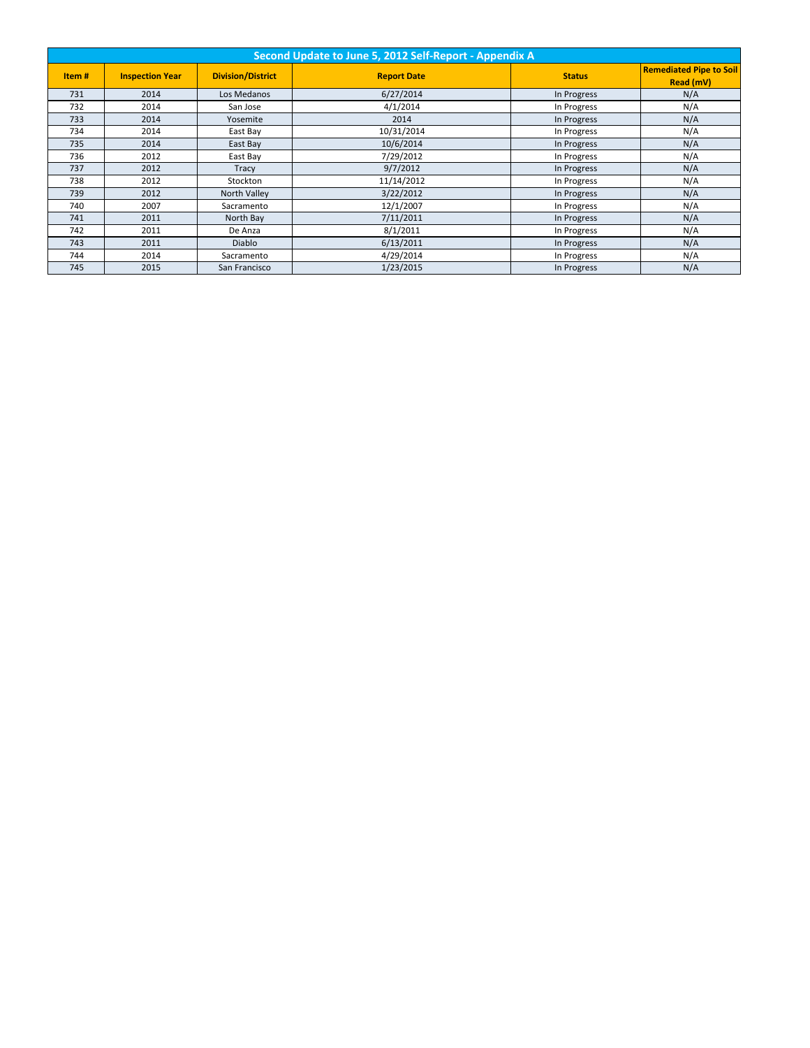| Second Update to June 5, 2012 Self-Report - Appendix A | | | | | |
|---|---|---|---|---|---|
| **Item #** | **Inspection Year** | **Division/District** | **Report Date** | **Status** | **Remediated Pipe to Soil Read (mV)** |
| 731 | 2014 | Los Medanos | 6/27/2014 | In Progress | N/A |
| 732 | 2014 | San Jose | 4/1/2014 | In Progress | N/A |
| 733 | 2014 | Yosemite | 2014 | In Progress | N/A |
| 734 | 2014 | East Bay | 10/31/2014 | In Progress | N/A |
| 735 | 2014 | East Bay | 10/6/2014 | In Progress | N/A |
| 736 | 2012 | East Bay | 7/29/2012 | In Progress | N/A |
| 737 | 2012 | Tracy | 9/7/2012 | In Progress | N/A |
| 738 | 2012 | Stockton | 11/14/2012 | In Progress | N/A |
| 739 | 2012 | North Valley | 3/22/2012 | In Progress | N/A |
| 740 | 2007 | Sacramento | 12/1/2007 | In Progress | N/A |
| 741 | 2011 | North Bay | 7/11/2011 | In Progress | N/A |
| 742 | 2011 | De Anza | 8/1/2011 | In Progress | N/A |
| 743 | 2011 | Diablo | 6/13/2011 | In Progress | N/A |
| 744 | 2014 | Sacramento | 4/29/2014 | In Progress | N/A |
| 745 | 2015 | San Francisco | 1/23/2015 | In Progress | N/A |